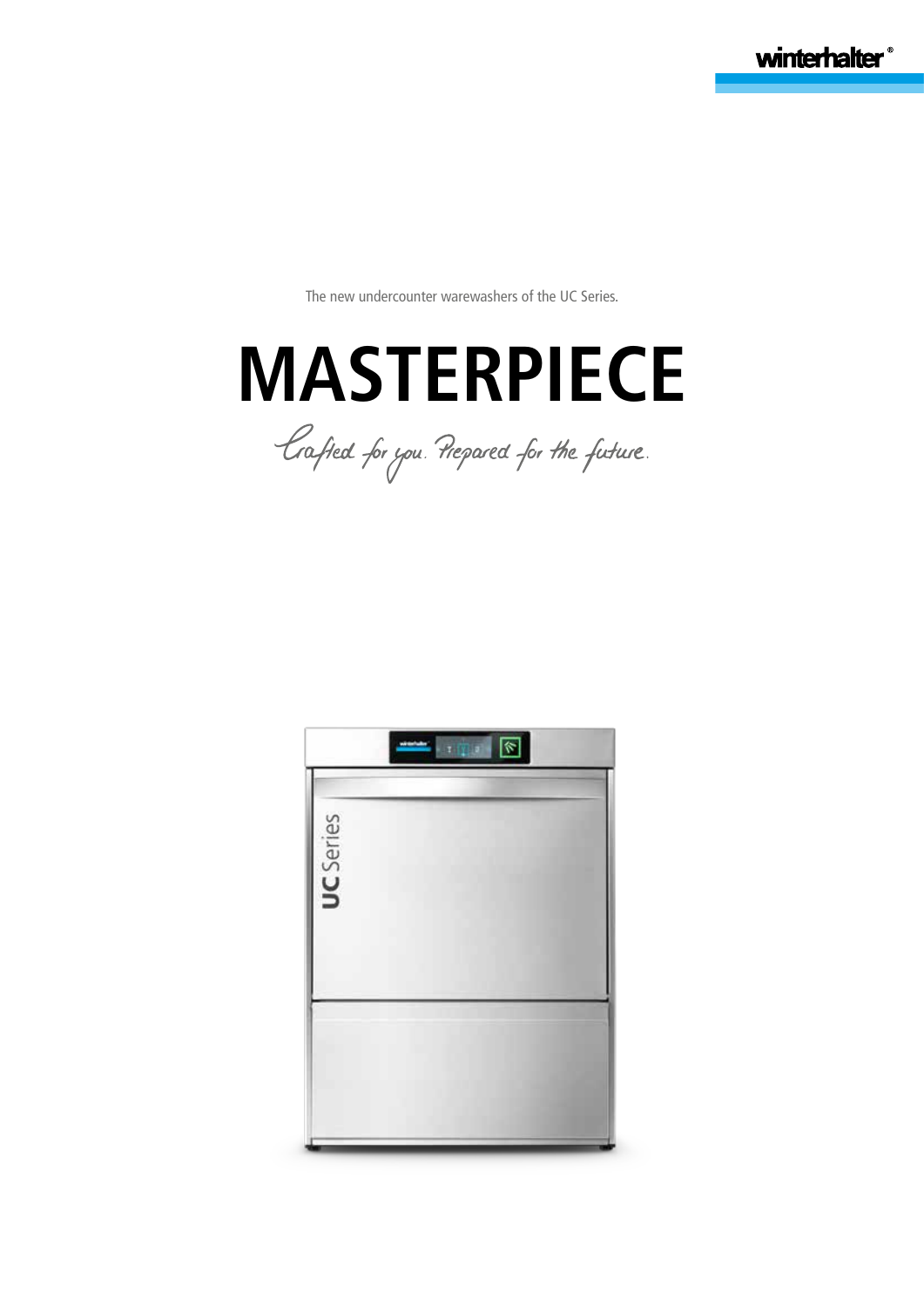winterhalter®

The new undercounter warewashers of the UC Series.

# MASTERPIECE

*Crafted for you. Prepared for the future.*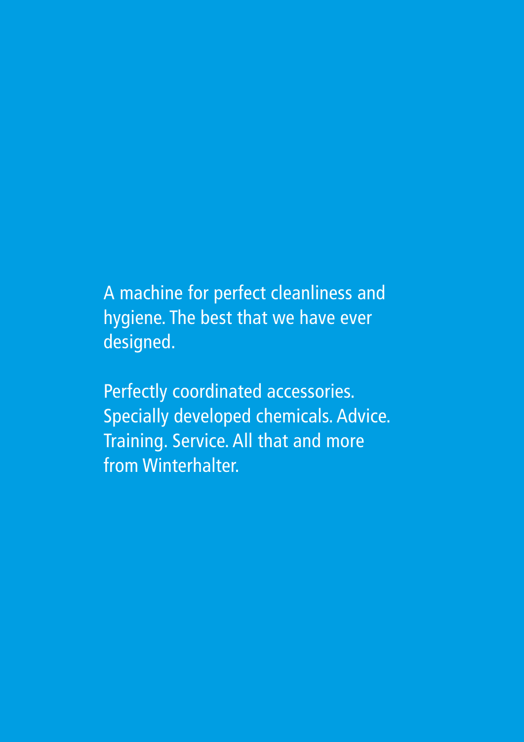A machine for perfect cleanliness and hygiene. The best that we have ever designed.

Perfectly coordinated accessories. Specially developed chemicals. Advice. Training. Service. All that and more from Winterhalter.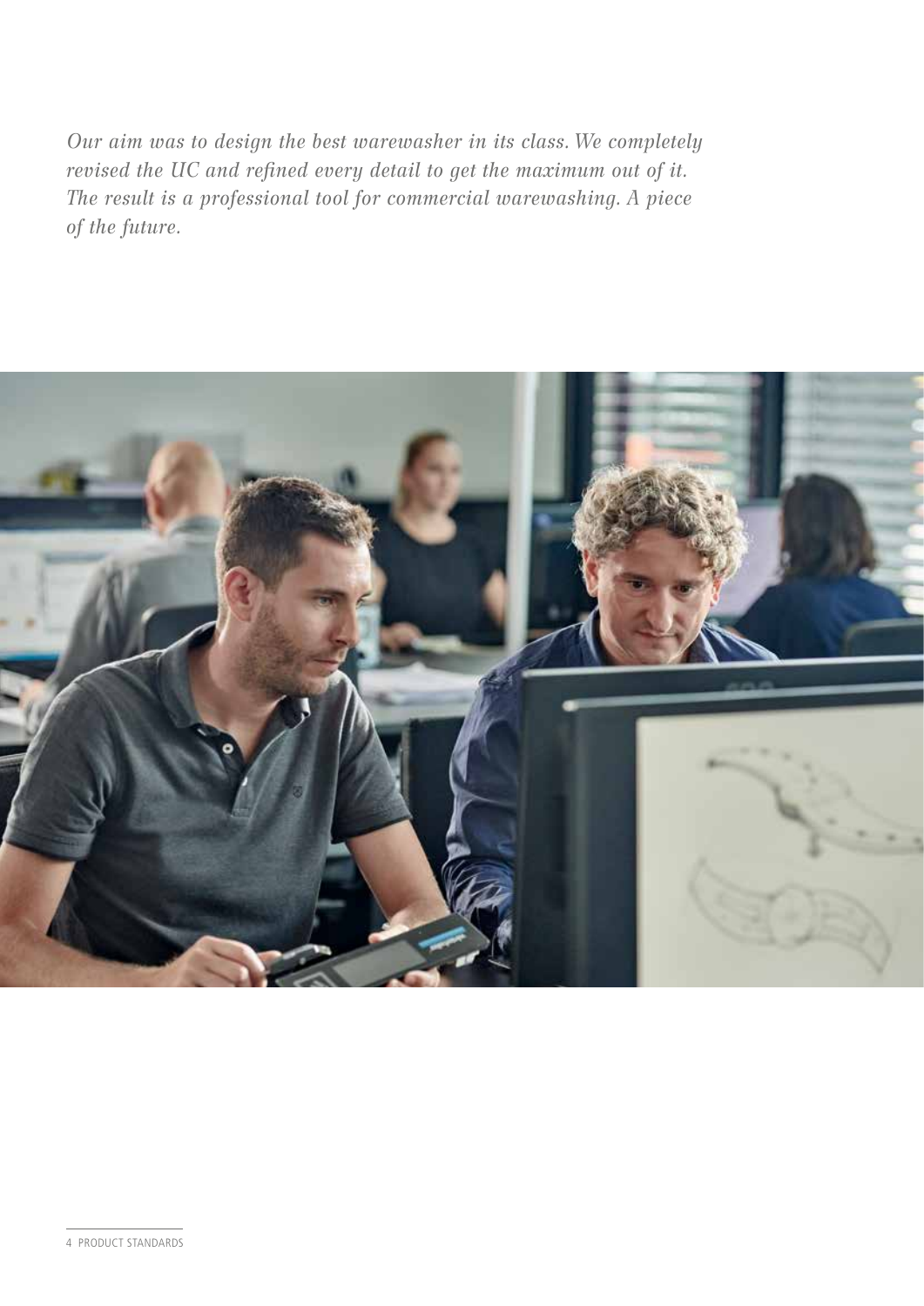*Our aim was to design the best warewasher in its class. We completely revised the UC and refined every detail to get the maximum out of it. The result is a professional tool for commercial warewashing. A piece of the future.*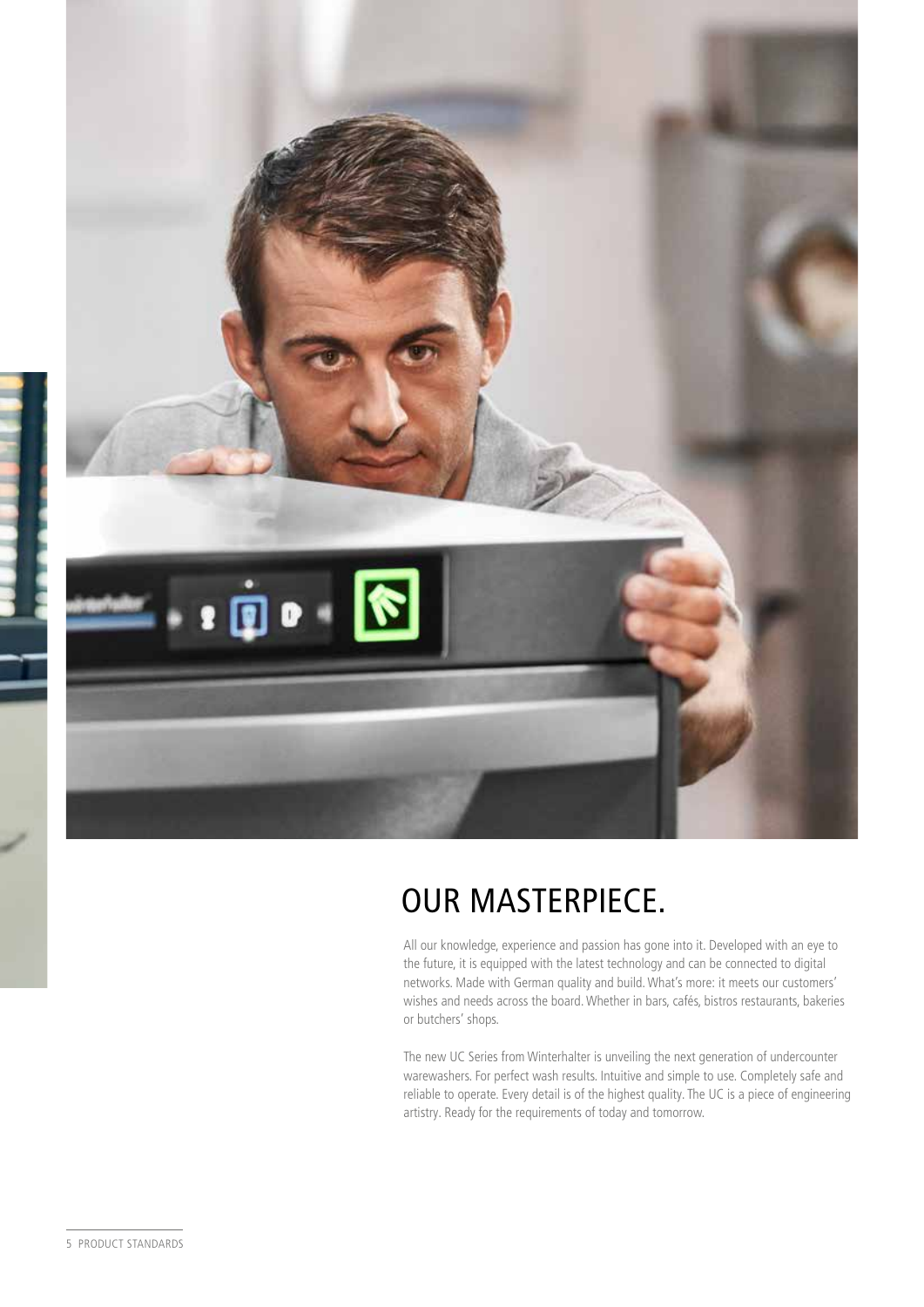# OUR MASTERPIECE.

All our knowledge, experience and passion has gone into it. Developed with an eye to the future, it is equipped with the latest technology and can be connected to digital networks. Made with German quality and build. What's more: it meets our customers' wishes and needs across the board. Whether in bars, cafés, bistros restaurants, bakeries or butchers' shops.

The new UC Series from Winterhalter is unveiling the next generation of undercounter warewashers. For perfect wash results. Intuitive and simple to use. Completely safe and reliable to operate. Every detail is of the highest quality. The UC is a piece of engineering artistry. Ready for the requirements of today and tomorrow.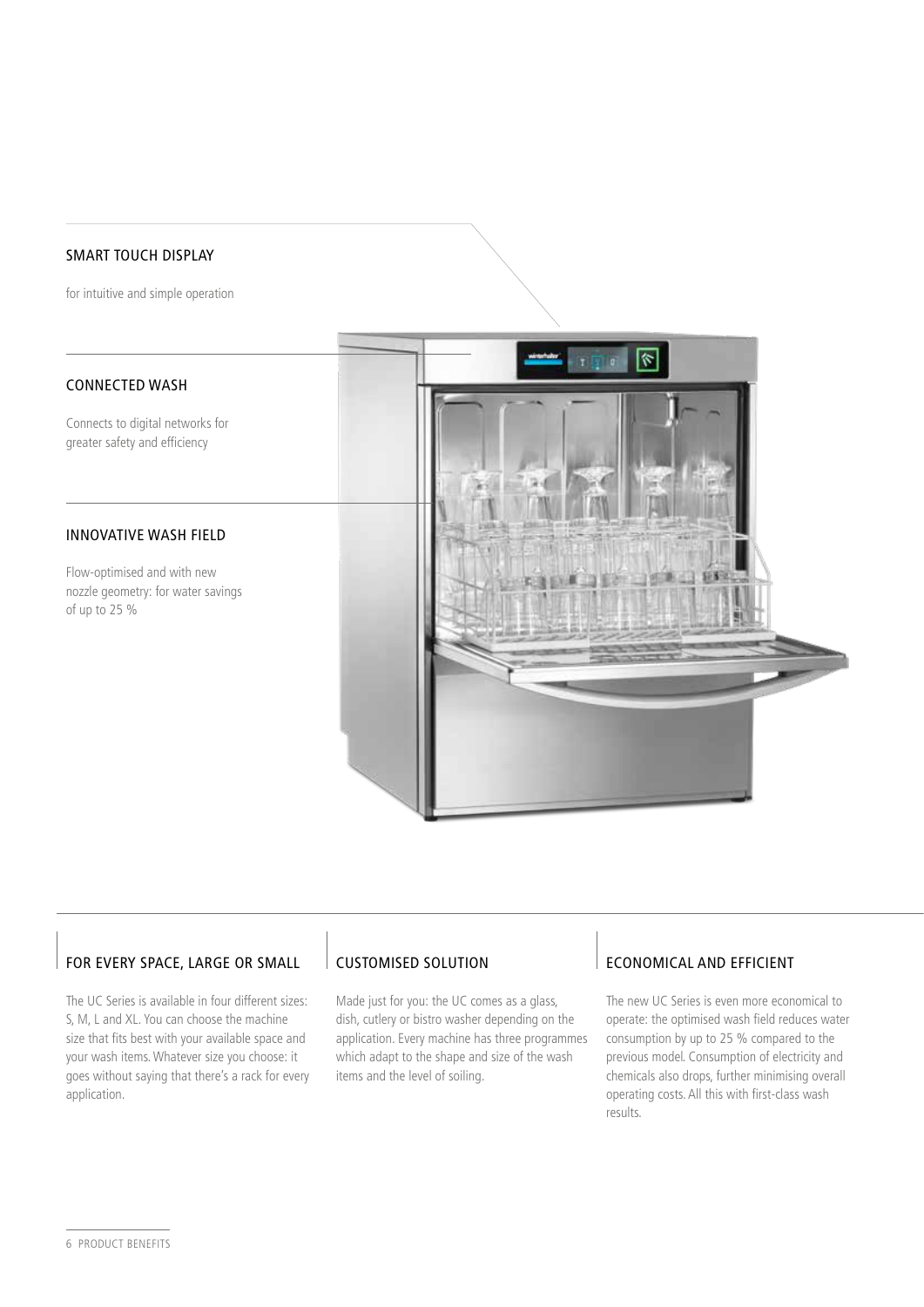## SMART TOUCH DISPLAY

for intuitive and simple operation

## CONNECTED WASH

Connects to digital networks for greater safety and efficiency

## INNOVATIVE WASH FIELD

Flow-optimised and with new nozzle geometry: for water savings of up to 25 %

## FOR EVERY SPACE, LARGE OR SMALL

The UC Series is available in four different sizes: S, M, L and XL. You can choose the machine size that fits best with your available space and your wash items. Whatever size you choose: it goes without saying that there's a rack for every application.

## CUSTOMISED SOLUTION

Made just for you: the UC comes as a glass, dish, cutlery or bistro washer depending on the application. Every machine has three programmes which adapt to the shape and size of the wash items and the level of soiling.

## ECONOMICAL AND EFFICIENT

The new UC Series is even more economical to operate: the optimised wash field reduces water consumption by up to 25 % compared to the previous model. Consumption of electricity and chemicals also drops, further minimising overall operating costs. All this with first-class wash results.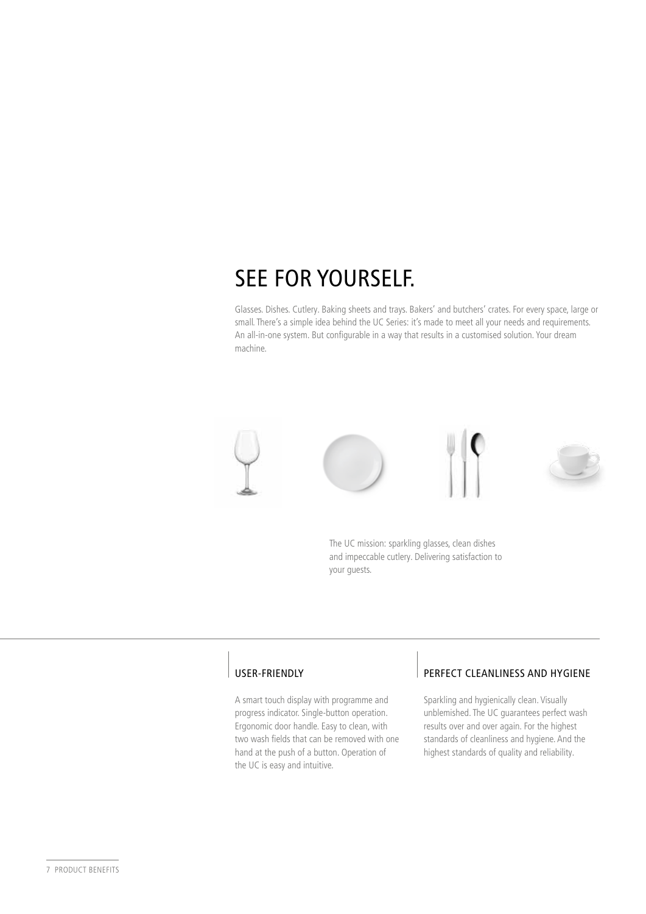# SEE FOR YOURSELF.

Glasses. Dishes. Cutlery. Baking sheets and trays. Bakers' and butchers' crates. For every space, large or small. There's a simple idea behind the UC Series: it's made to meet all your needs and requirements. An all-in-one system. But configurable in a way that results in a customised solution. Your dream machine.

The UC mission: sparkling glasses, clean dishes and impeccable cutlery. Delivering satisfaction to your guests.

## USER-FRIENDLY

A smart touch display with programme and progress indicator. Single-button operation. Ergonomic door handle. Easy to clean, with two wash fields that can be removed with one hand at the push of a button. Operation of the UC is easy and intuitive.

## PERFECT CLEANLINESS AND HYGIENE

Sparkling and hygienically clean. Visually unblemished. The UC guarantees perfect wash results over and over again. For the highest standards of cleanliness and hygiene. And the highest standards of quality and reliability.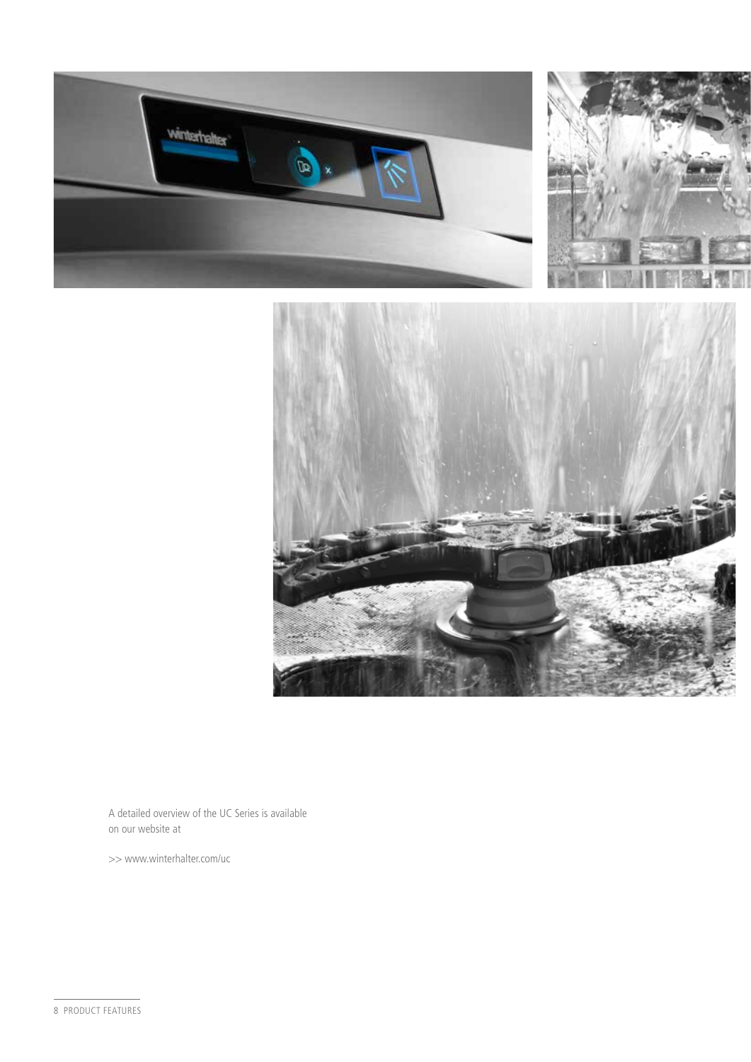A detailed overview of the UC Series is available on our website at

>> www.winterhalter.com/uc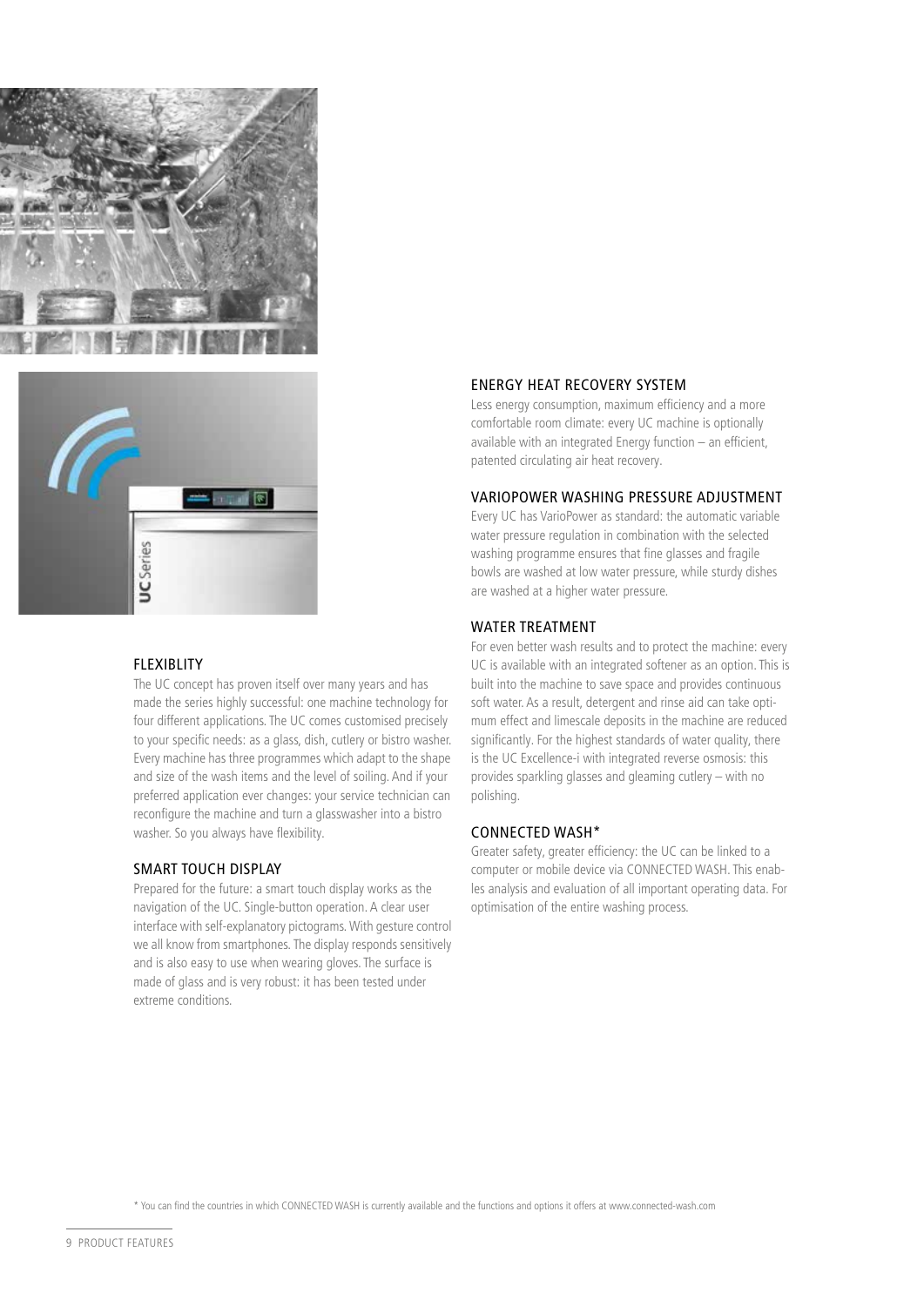## FLEXIBLITY

The UC concept has proven itself over many years and has made the series highly successful: one machine technology for four different applications. The UC comes customised precisely to your specific needs: as a glass, dish, cutlery or bistro washer. Every machine has three programmes which adapt to the shape and size of the wash items and the level of soiling. And if your preferred application ever changes: your service technician can reconfigure the machine and turn a glasswasher into a bistro washer. So you always have flexibility.

## SMART TOUCH DISPLAY

Prepared for the future: a smart touch display works as the navigation of the UC. Single-button operation. A clear user interface with self-explanatory pictograms. With gesture control we all know from smartphones. The display responds sensitively and is also easy to use when wearing gloves. The surface is made of glass and is very robust: it has been tested under extreme conditions.

## ENERGY HEAT RECOVERY SYSTEM

Less energy consumption, maximum efficiency and a more comfortable room climate: every UC machine is optionally available with an integrated Energy function – an efficient, patented circulating air heat recovery.

## VARIOPOWER WASHING PRESSURE ADJUSTMENT

Every UC has VarioPower as standard: the automatic variable water pressure regulation in combination with the selected washing programme ensures that fine glasses and fragile bowls are washed at low water pressure, while sturdy dishes are washed at a higher water pressure.

## WATER TREATMENT

For even better wash results and to protect the machine: every UC is available with an integrated softener as an option. This is built into the machine to save space and provides continuous soft water. As a result, detergent and rinse aid can take optimum effect and limescale deposits in the machine are reduced significantly. For the highest standards of water quality, there is the UC Excellence-i with integrated reverse osmosis: this provides sparkling glasses and gleaming cutlery – with no polishing.

## CONNECTED WASH*

Greater safety, greater efficiency: the UC can be linked to a computer or mobile device via CONNECTED WASH. This enables analysis and evaluation of all important operating data. For optimisation of the entire washing process.

* You can find the countries in which CONNECTED WASH is currently available and the functions and options it offers at www.connected-wash.com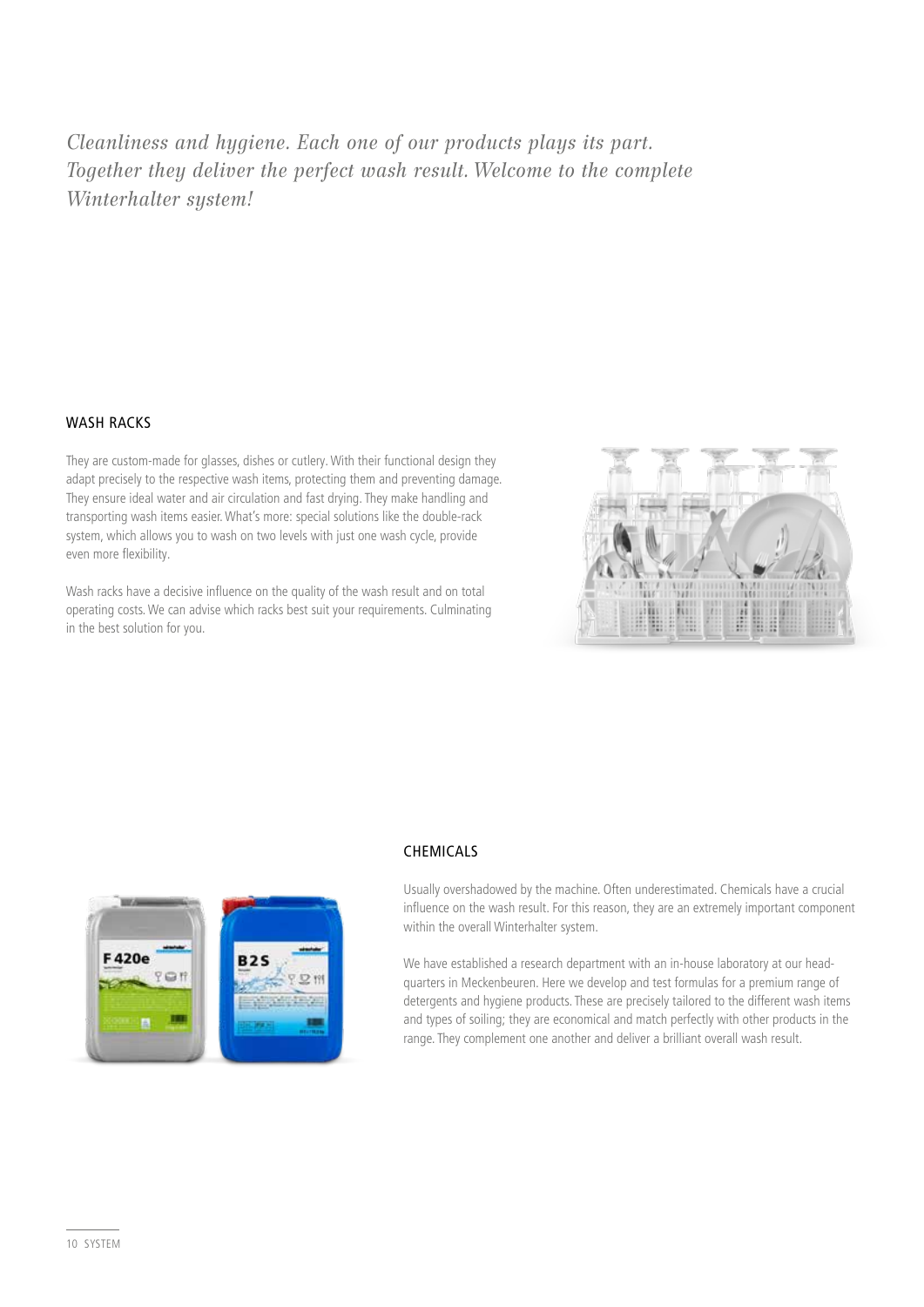*Cleanliness and hygiene. Each one of our products plays its part. Together they deliver the perfect wash result. Welcome to the complete Winterhalter system!*

## WASH RACKS

They are custom-made for glasses, dishes or cutlery. With their functional design they adapt precisely to the respective wash items, protecting them and preventing damage. They ensure ideal water and air circulation and fast drying. They make handling and transporting wash items easier. What's more: special solutions like the double-rack system, which allows you to wash on two levels with just one wash cycle, provide even more flexibility.

Wash racks have a decisive influence on the quality of the wash result and on total operating costs. We can advise which racks best suit your requirements. Culminating in the best solution for you.

## CHEMICALS

Usually overshadowed by the machine. Often underestimated. Chemicals have a crucial influence on the wash result. For this reason, they are an extremely important component within the overall Winterhalter system.

We have established a research department with an in-house laboratory at our head-quarters in Meckenbeuren. Here we develop and test formulas for a premium range of detergents and hygiene products. These are precisely tailored to the different wash items and types of soiling; they are economical and match perfectly with other products in the range. They complement one another and deliver a brilliant overall wash result.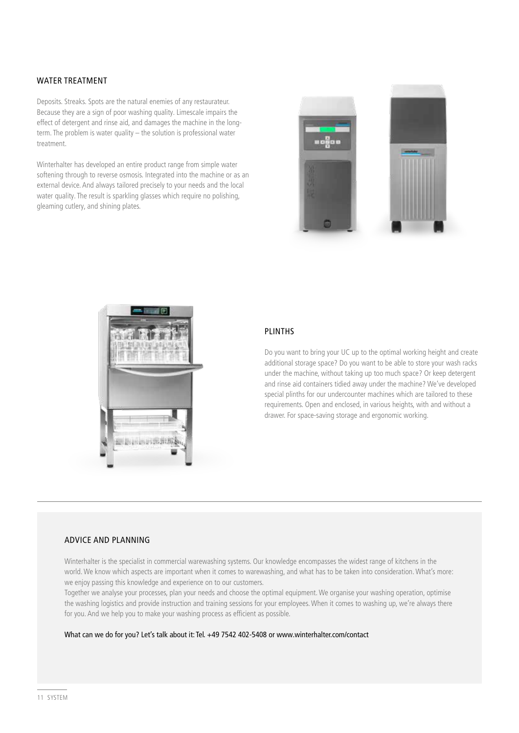## WATER TREATMENT

Deposits. Streaks. Spots are the natural enemies of any restaurateur. Because they are a sign of poor washing quality. Limescale impairs the effect of detergent and rinse aid, and damages the machine in the long-term. The problem is water quality – the solution is professional water treatment.

Winterhalter has developed an entire product range from simple water softening through to reverse osmosis. Integrated into the machine or as an external device. And always tailored precisely to your needs and the local water quality. The result is sparkling glasses which require no polishing, gleaming cutlery, and shining plates.

## PLINTHS

Do you want to bring your UC up to the optimal working height and create additional storage space? Do you want to be able to store your wash racks under the machine, without taking up too much space? Or keep detergent and rinse aid containers tidied away under the machine? We've developed special plinths for our undercounter machines which are tailored to these requirements. Open and enclosed, in various heights, with and without a drawer. For space-saving storage and ergonomic working.

## ADVICE AND PLANNING

Winterhalter is the specialist in commercial warewashing systems. Our knowledge encompasses the widest range of kitchens in the world. We know which aspects are important when it comes to warewashing, and what has to be taken into consideration. What's more: we enjoy passing this knowledge and experience on to our customers.

Together we analyse your processes, plan your needs and choose the optimal equipment. We organise your washing operation, optimise the washing logistics and provide instruction and training sessions for your employees. When it comes to washing up, we're always there for you. And we help you to make your washing process as efficient as possible.

What can we do for you? Let's talk about it: Tel. +49 7542 402-5408 or www.winterhalter.com/contact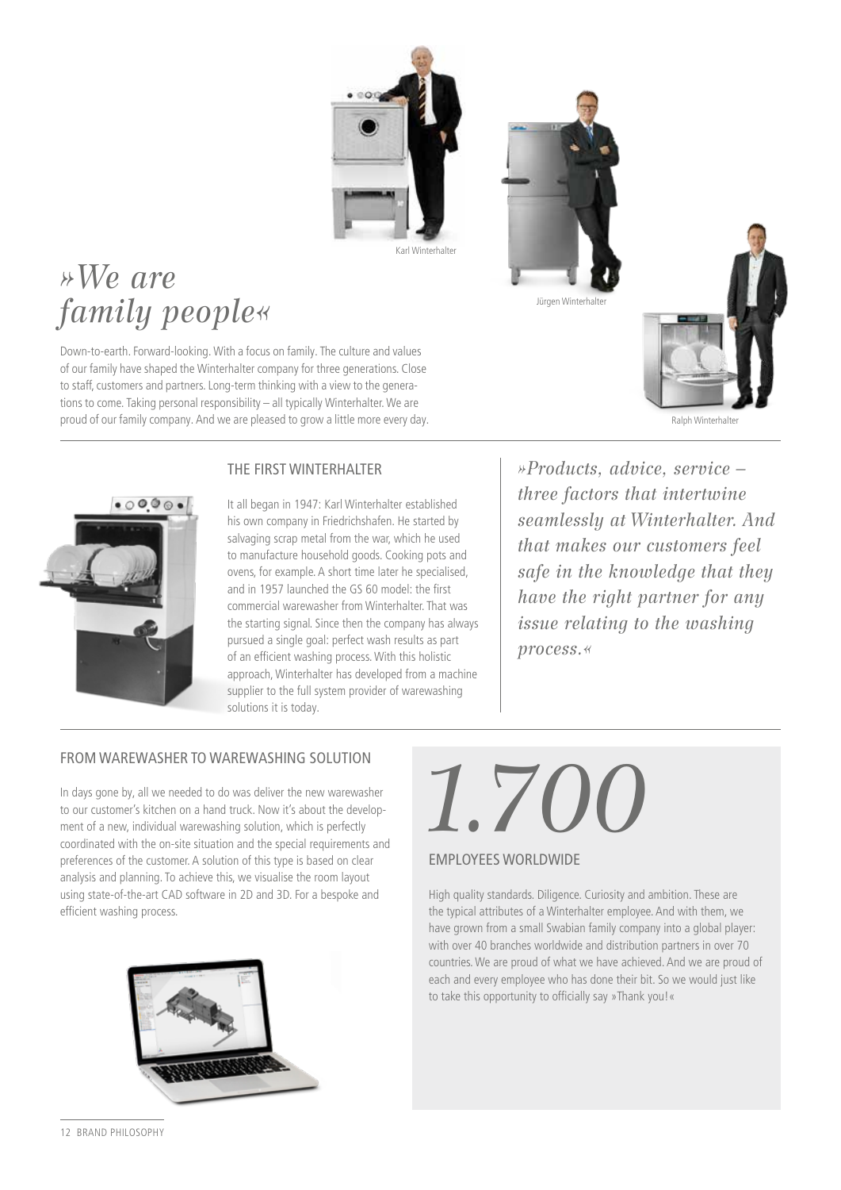Karl Winterhalter

Jürgen Winterhalter

Ralph Winterhalter

# »We are family people«

Down-to-earth. Forward-looking. With a focus on family. The culture and values of our family have shaped the Winterhalter company for three generations. Close to staff, customers and partners. Long-term thinking with a view to the generations to come. Taking personal responsibility – all typically Winterhalter. We are proud of our family company. And we are pleased to grow a little more every day.

## THE FIRST WINTERHALTER

It all began in 1947: Karl Winterhalter established his own company in Friedrichshafen. He started by salvaging scrap metal from the war, which he used to manufacture household goods. Cooking pots and ovens, for example. A short time later he specialised, and in 1957 launched the GS 60 model: the first commercial warewasher from Winterhalter. That was the starting signal. Since then the company has always pursued a single goal: perfect wash results as part of an efficient washing process. With this holistic approach, Winterhalter has developed from a machine supplier to the full system provider of warewashing solutions it is today.

*»Products, advice, service – three factors that intertwine seamlessly at Winterhalter. And that makes our customers feel safe in the knowledge that they have the right partner for any issue relating to the washing process.«*

## FROM WAREWASHER TO WAREWASHING SOLUTION

In days gone by, all we needed to do was deliver the new warewasher to our customer's kitchen on a hand truck. Now it's about the development of a new, individual warewashing solution, which is perfectly coordinated with the on-site situation and the special requirements and preferences of the customer. A solution of this type is based on clear analysis and planning. To achieve this, we visualise the room layout using state-of-the-art CAD software in 2D and 3D. For a bespoke and efficient washing process.

# *1.700*

## EMPLOYEES WORLDWIDE

High quality standards. Diligence. Curiosity and ambition. These are the typical attributes of a Winterhalter employee. And with them, we have grown from a small Swabian family company into a global player: with over 40 branches worldwide and distribution partners in over 70 countries. We are proud of what we have achieved. And we are proud of each and every employee who has done their bit. So we would just like to take this opportunity to officially say »Thank you!«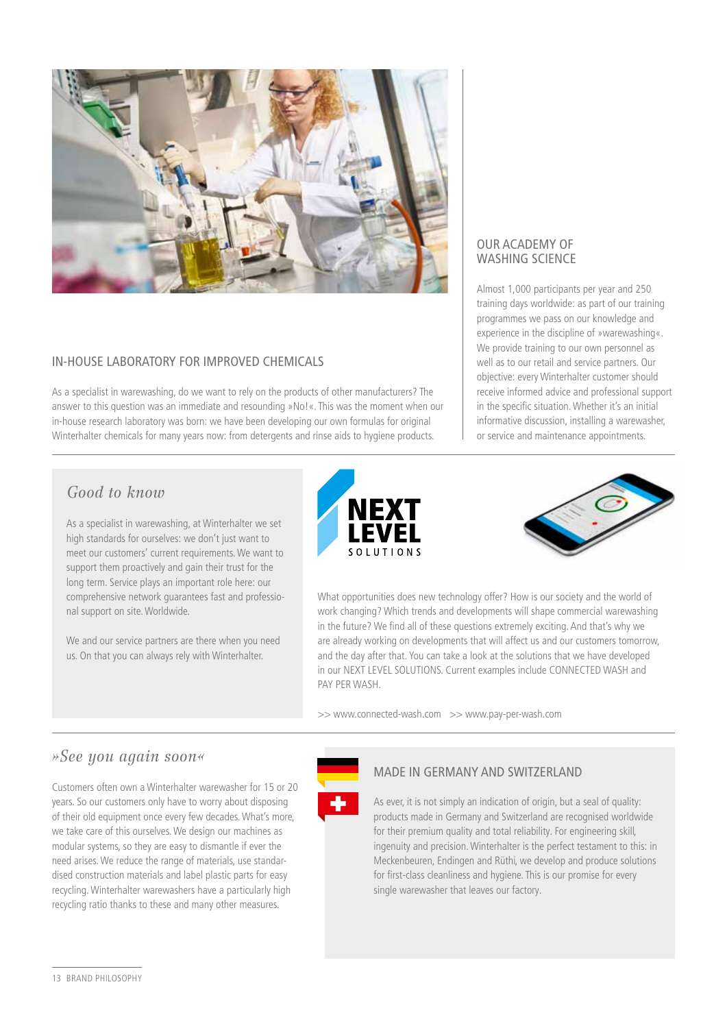## IN-HOUSE LABORATORY FOR IMPROVED CHEMICALS

As a specialist in warewashing, do we want to rely on the products of other manufacturers? The answer to this question was an immediate and resounding »No!«. This was the moment when our in-house research laboratory was born: we have been developing our own formulas for original Winterhalter chemicals for many years now: from detergents and rinse aids to hygiene products.

## OUR ACADEMY OF WASHING SCIENCE

Almost 1,000 participants per year and 250 training days worldwide: as part of our training programmes we pass on our knowledge and experience in the discipline of »warewashing«. We provide training to our own personnel as well as to our retail and service partners. Our objective: every Winterhalter customer should receive informed advice and professional support in the specific situation. Whether it's an initial informative discussion, installing a warewasher, or service and maintenance appointments.

## *Good to know*

As a specialist in warewashing, at Winterhalter we set high standards for ourselves: we don't just want to meet our customers' current requirements. We want to support them proactively and gain their trust for the long term. Service plays an important role here: our comprehensive network guarantees fast and professional support on site. Worldwide.

We and our service partners are there when you need us. On that you can always rely with Winterhalter.

NEXT LEVEL SOLUTIONS

What opportunities does new technology offer? How is our society and the world of work changing? Which trends and developments will shape commercial warewashing in the future? We find all of these questions extremely exciting. And that's why we are already working on developments that will affect us and our customers tomorrow, and the day after that. You can take a look at the solutions that we have developed in our NEXT LEVEL SOLUTIONS. Current examples include CONNECTED WASH and PAY PER WASH.

>> www.connected-wash.com >> www.pay-per-wash.com

## *»See you again soon«*

Customers often own a Winterhalter warewasher for 15 or 20 years. So our customers only have to worry about disposing of their old equipment once every few decades. What's more, we take care of this ourselves. We design our machines as modular systems, so they are easy to dismantle if ever the need arises. We reduce the range of materials, use standardised construction materials and label plastic parts for easy recycling. Winterhalter warewashers have a particularly high recycling ratio thanks to these and many other measures.

## MADE IN GERMANY AND SWITZERLAND

As ever, it is not simply an indication of origin, but a seal of quality: products made in Germany and Switzerland are recognised worldwide for their premium quality and total reliability. For engineering skill, ingenuity and precision. Winterhalter is the perfect testament to this: in Meckenbeuren, Endingen and Rüthi, we develop and produce solutions for first-class cleanliness and hygiene. This is our promise for every single warewasher that leaves our factory.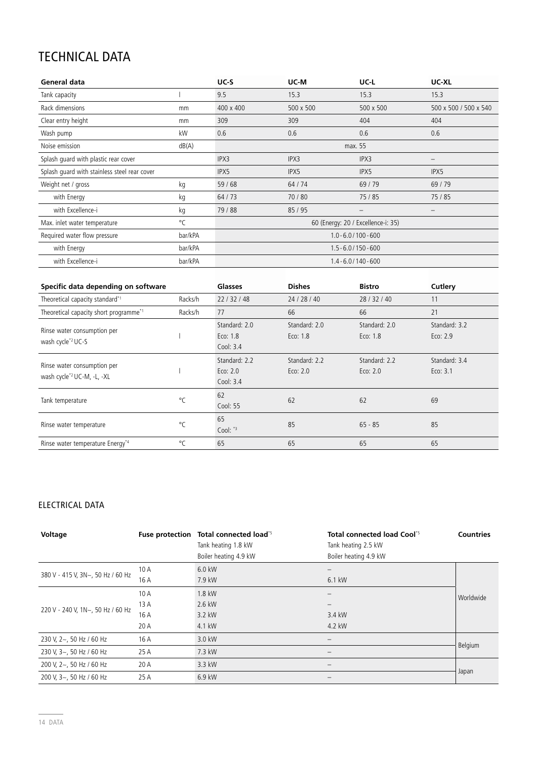# TECHNICAL DATA

| General data | | UC-S | UC-M | UC-L | UC-XL |
|---|---|---|---|---|---|
| Tank capacity | l | 9.5 | 15.3 | 15.3 | 15.3 |
| Rack dimensions | mm | 400 x 400 | 500 x 500 | 500 x 500 | 500 x 500 / 500 x 540 |
| Clear entry height | mm | 309 | 309 | 404 | 404 |
| Wash pump | kW | 0.6 | 0.6 | 0.6 | 0.6 |
| Noise emission | dB(A) | max. 55 | | | |
| Splash guard with plastic rear cover | | IPX3 | IPX3 | IPX3 | – |
| Splash guard with stainless steel rear cover | | IPX5 | IPX5 | IPX5 | IPX5 |
| Weight net / gross | kg | 59 / 68 | 64 / 74 | 69 / 79 | 69 / 79 |
| with Energy | kg | 64 / 73 | 70 / 80 | 75 / 85 | 75 / 85 |
| with Excellence-i | kg | 79 / 88 | 85 / 95 | – | – |
| Max. inlet water temperature | °C | 60 (Energy: 20 / Excellence-i: 35) | | | |
| Required water flow pressure | bar/kPA | 1.0 - 6.0 / 100 - 600 | | | |
| with Energy | bar/kPA | 1.5 - 6.0 / 150 - 600 | | | |
| with Excellence-i | bar/kPA | 1.4 - 6.0 / 140 - 600 | | | |

| Specific data depending on software | | Glasses | Dishes | Bistro | Cutlery |
|---|---|---|---|---|---|
| Theoretical capacity standard[*1] | Racks/h | 22 / 32 / 48 | 24 / 28 / 40 | 28 / 32 / 40 | 11 |
| Theoretical capacity short programme[*1] | Racks/h | 77 | 66 | 66 | 21 |
| Rinse water consumption per wash cycle[*2] UC-S | l | Standard: 2.0<br>Eco: 1.8<br>Cool: 3.4 | Standard: 2.0<br>Eco: 1.8 | Standard: 2.0<br>Eco: 1.8 | Standard: 3.2<br>Eco: 2.9 |
| Rinse water consumption per wash cycle[*2] UC-M, -L, -XL | l | Standard: 2.2<br>Eco: 2.0<br>Cool: 3.4 | Standard: 2.2<br>Eco: 2.0 | Standard: 2.2<br>Eco: 2.0 | Standard: 3.4<br>Eco: 3.1 |
| Tank temperature | °C | 62<br>Cool: 55 | 62 | 62 | 69 |
| Rinse water temperature | °C | 65<br>Cool: [*3] | 85 | 65 - 85 | 85 |
| Rinse water temperature Energy[*4] | °C | 65 | 65 | 65 | 65 |

## ELECTRICAL DATA

| Voltage | Fuse protection | Total connected load[*5]<br>Tank heating 1.8 kW<br>Boiler heating 4.9 kW | Total connected load Cool[*5]<br>Tank heating 2.5 kW<br>Boiler heating 4.9 kW | Countries |
|---|---|---|---|---|
| 380 V - 415 V, 3N~, 50 Hz / 60 Hz | 10 A | 6.0 kW | – | Worldwide |
| | 16 A | 7.9 kW | 6.1 kW | |
| 220 V - 240 V, 1N~, 50 Hz / 60 Hz | 10 A | 1.8 kW | – | |
| | 13 A | 2.6 kW | – | |
| | 16 A | 3.2 kW | 3.4 kW | |
| | 20 A | 4.1 kW | 4.2 kW | |
| 230 V, 2~, 50 Hz / 60 Hz | 16 A | 3.0 kW | – | Belgium |
| 230 V, 3~, 50 Hz / 60 Hz | 25 A | 7.3 kW | – | |
| 200 V, 2~, 50 Hz / 60 Hz | 20 A | 3.3 kW | – | Japan |
| 200 V, 3~, 50 Hz / 60 Hz | 25 A | 6.9 kW | – | |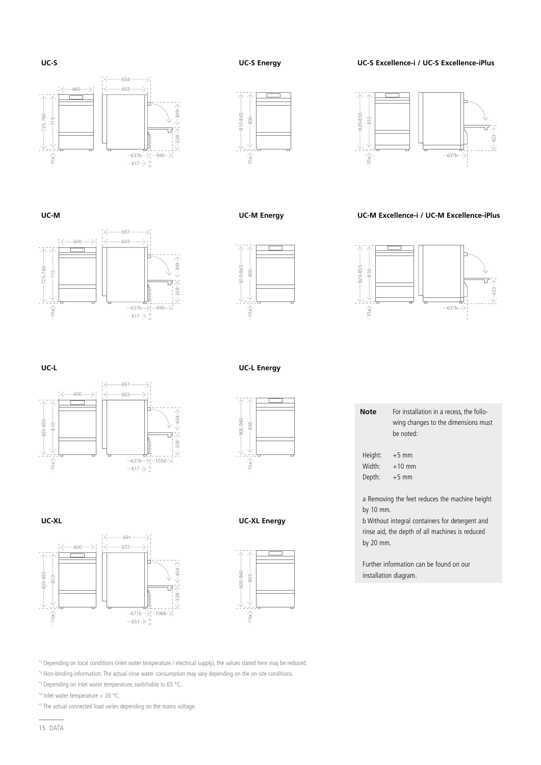**UC-S**

**UC-S Energy**

**UC-S Excellence-i / UC-S Excellence-iPlus**

**UC-M**

**UC-M Energy**

**UC-M Excellence-i / UC-M Excellence-iPlus**

**UC-L**

**UC-L Energy**

**UC-XL**

**UC-XL Energy**

| **Note** | For installation in a recess, the following changes to the dimensions must be noted: |
|---|---|
| Height: | +5 mm |
| Width: | +10 mm |
| Depth: | +5 mm |

a Removing the feet reduces the machine height by 10 mm.

b Without integral containers for detergent and rinse aid, the depth of all machines is reduced by 20 mm.

Further information can be found on our installation diagram.

*1 Depending on local conditions (inlet water temperature / electrical supply), the values stated here may be reduced.

*2 Non-binding information. The actual rinse water consumption may vary depending on the on-site conditions.

*3 Depending on inlet water temperature, switchable to 65 °C.

*4 Inlet water temperature < 20 °C.

*5 The actual connected load varies depending on the mains voltage.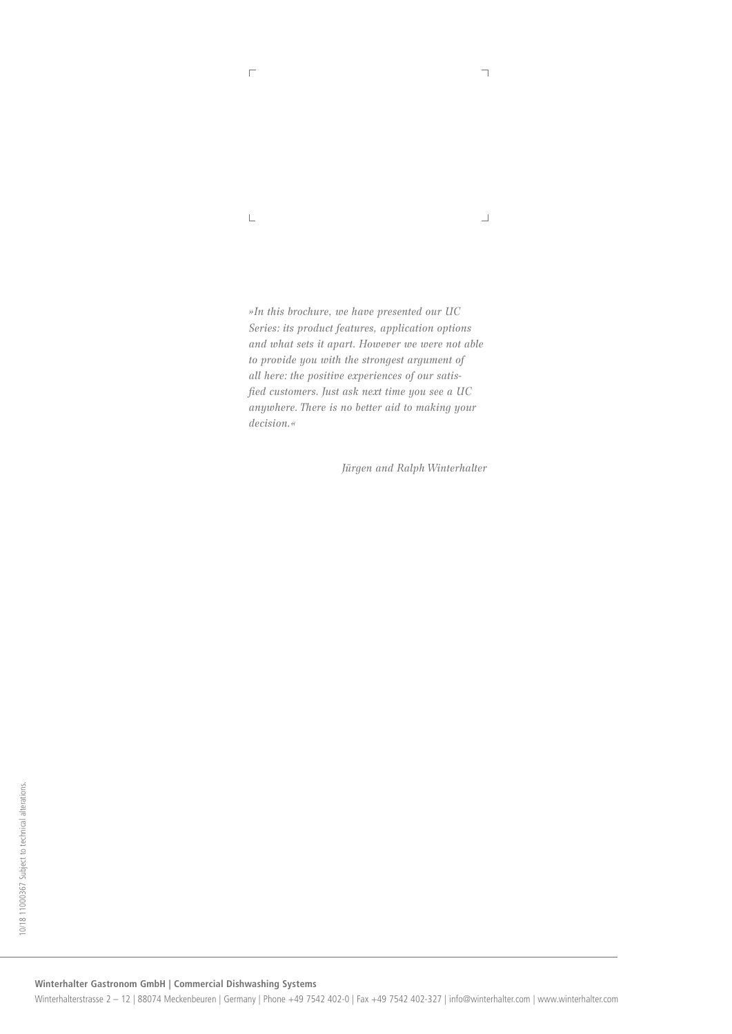*»In this brochure, we have presented our UC Series: its product features, application options and what sets it apart. However we were not able to provide you with the strongest argument of all here: the positive experiences of our satisfied customers. Just ask next time you see a UC anywhere. There is no better aid to making your decision.«*

*Jürgen and Ralph Winterhalter*

10/18 11000367 Subject to technical alterations.

**Winterhalter Gastronom GmbH | Commercial Dishwashing Systems**

Winterhalterstrasse 2 – 12 | 88074 Meckenbeuren | Germany | Phone +49 7542 402-0 | Fax +49 7542 402-327 | info@winterhalter.com | www.winterhalter.com